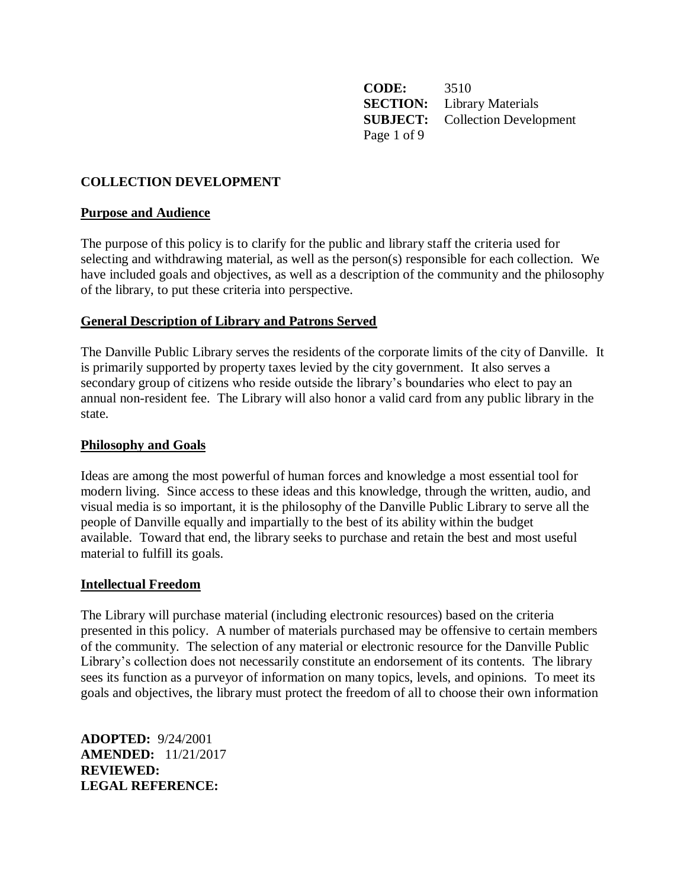**CODE:** 3510
**SECTION:** Library Materials
**SUBJECT:** Collection Development

# COLLECTION DEVELOPMENT

## Purpose and Audience

The purpose of this policy is to clarify for the public and library staff the criteria used for selecting and withdrawing material, as well as the person(s) responsible for each collection. We have included goals and objectives, as well as a description of the community and the philosophy of the library, to put these criteria into perspective.

## General Description of Library and Patrons Served

The Danville Public Library serves the residents of the corporate limits of the city of Danville. It is primarily supported by property taxes levied by the city government. It also serves a secondary group of citizens who reside outside the library's boundaries who elect to pay an annual non-resident fee. The Library will also honor a valid card from any public library in the state.

## Philosophy and Goals

Ideas are among the most powerful of human forces and knowledge a most essential tool for modern living. Since access to these ideas and this knowledge, through the written, audio, and visual media is so important, it is the philosophy of the Danville Public Library to serve all the people of Danville equally and impartially to the best of its ability within the budget available. Toward that end, the library seeks to purchase and retain the best and most useful material to fulfill its goals.

## Intellectual Freedom

The Library will purchase material (including electronic resources) based on the criteria presented in this policy. A number of materials purchased may be offensive to certain members of the community. The selection of any material or electronic resource for the Danville Public Library's collection does not necessarily constitute an endorsement of its contents. The library sees its function as a purveyor of information on many topics, levels, and opinions. To meet its goals and objectives, the library must protect the freedom of all to choose their own information

**ADOPTED:** 9/24/2001
**AMENDED:** 11/21/2017
**REVIEWED:**
**LEGAL REFERENCE:**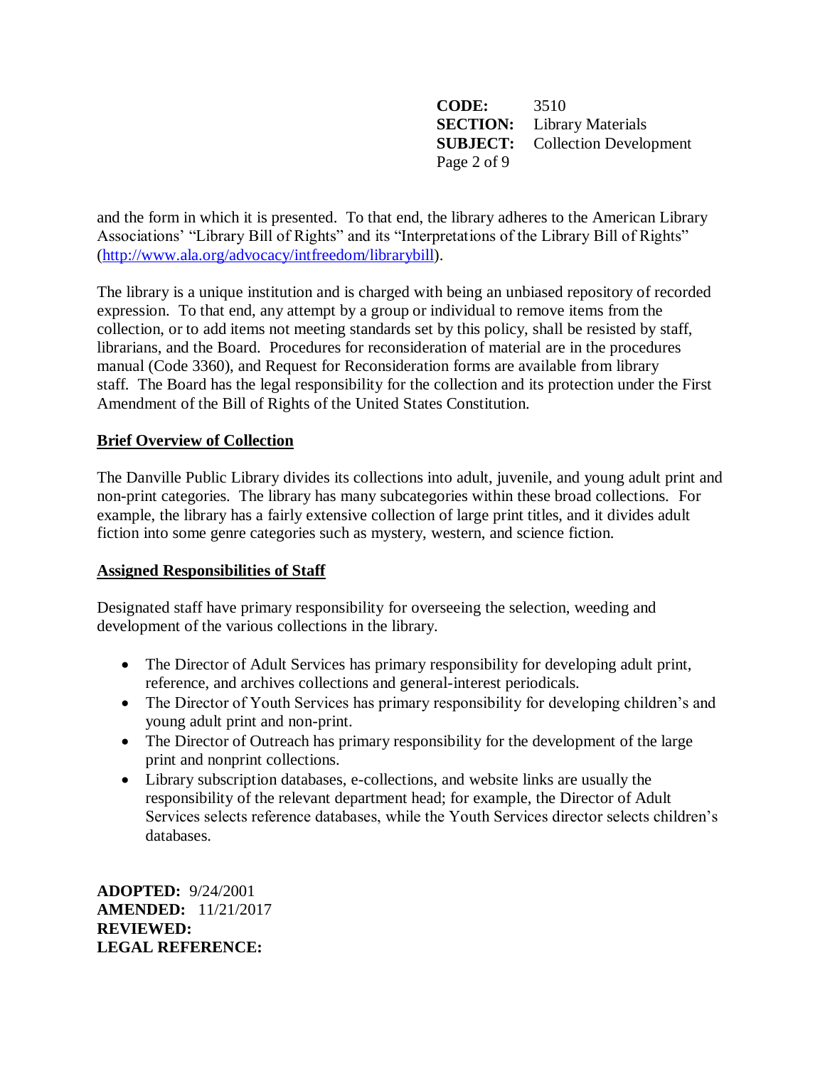and the form in which it is presented. To that end, the library adheres to the American Library Associations' "Library Bill of Rights" and its "Interpretations of the Library Bill of Rights" (http://www.ala.org/advocacy/intfreedom/librarybill).

The library is a unique institution and is charged with being an unbiased repository of recorded expression. To that end, any attempt by a group or individual to remove items from the collection, or to add items not meeting standards set by this policy, shall be resisted by staff, librarians, and the Board. Procedures for reconsideration of material are in the procedures manual (Code 3360), and Request for Reconsideration forms are available from library staff. The Board has the legal responsibility for the collection and its protection under the First Amendment of the Bill of Rights of the United States Constitution.

## Brief Overview of Collection

The Danville Public Library divides its collections into adult, juvenile, and young adult print and non-print categories. The library has many subcategories within these broad collections. For example, the library has a fairly extensive collection of large print titles, and it divides adult fiction into some genre categories such as mystery, western, and science fiction.

## Assigned Responsibilities of Staff

Designated staff have primary responsibility for overseeing the selection, weeding and development of the various collections in the library.

- The Director of Adult Services has primary responsibility for developing adult print, reference, and archives collections and general-interest periodicals.
- The Director of Youth Services has primary responsibility for developing children's and young adult print and non-print.
- The Director of Outreach has primary responsibility for the development of the large print and nonprint collections.
- Library subscription databases, e-collections, and website links are usually the responsibility of the relevant department head; for example, the Director of Adult Services selects reference databases, while the Youth Services director selects children's databases.

**ADOPTED:** 9/24/2001
**AMENDED:** 11/21/2017
**REVIEWED:**
**LEGAL REFERENCE:**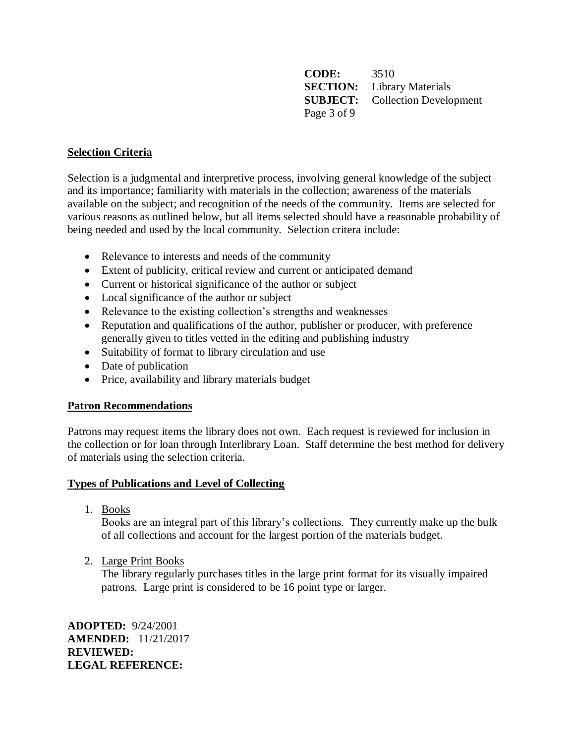## Selection Criteria

Selection is a judgmental and interpretive process, involving general knowledge of the subject and its importance; familiarity with materials in the collection; awareness of the materials available on the subject; and recognition of the needs of the community. Items are selected for various reasons as outlined below, but all items selected should have a reasonable probability of being needed and used by the local community. Selection critera include:

- Relevance to interests and needs of the community
- Extent of publicity, critical review and current or anticipated demand
- Current or historical significance of the author or subject
- Local significance of the author or subject
- Relevance to the existing collection's strengths and weaknesses
- Reputation and qualifications of the author, publisher or producer, with preference generally given to titles vetted in the editing and publishing industry
- Suitability of format to library circulation and use
- Date of publication
- Price, availability and library materials budget

## Patron Recommendations

Patrons may request items the library does not own. Each request is reviewed for inclusion in the collection or for loan through Interlibrary Loan. Staff determine the best method for delivery of materials using the selection criteria.

## Types of Publications and Level of Collecting

1. Books
   Books are an integral part of this library's collections. They currently make up the bulk of all collections and account for the largest portion of the materials budget.

2. Large Print Books
   The library regularly purchases titles in the large print format for its visually impaired patrons. Large print is considered to be 16 point type or larger.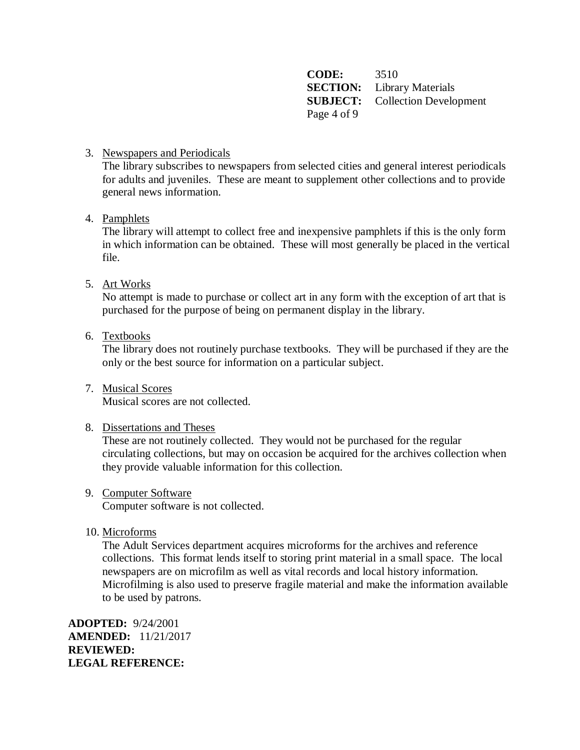**CODE:** 3510
**SECTION:** Library Materials
**SUBJECT:** Collection Development

3. <u>Newspapers and Periodicals</u>
   The library subscribes to newspapers from selected cities and general interest periodicals for adults and juveniles. These are meant to supplement other collections and to provide general news information.

4. <u>Pamphlets</u>
   The library will attempt to collect free and inexpensive pamphlets if this is the only form in which information can be obtained. These will most generally be placed in the vertical file.

5. <u>Art Works</u>
   No attempt is made to purchase or collect art in any form with the exception of art that is purchased for the purpose of being on permanent display in the library.

6. <u>Textbooks</u>
   The library does not routinely purchase textbooks. They will be purchased if they are the only or the best source for information on a particular subject.

7. <u>Musical Scores</u>
   Musical scores are not collected.

8. <u>Dissertations and Theses</u>
   These are not routinely collected. They would not be purchased for the regular circulating collections, but may on occasion be acquired for the archives collection when they provide valuable information for this collection.

9. <u>Computer Software</u>
   Computer software is not collected.

10. <u>Microforms</u>
    The Adult Services department acquires microforms for the archives and reference collections. This format lends itself to storing print material in a small space. The local newspapers are on microfilm as well as vital records and local history information. Microfilming is also used to preserve fragile material and make the information available to be used by patrons.

**ADOPTED:** 9/24/2001
**AMENDED:** 11/21/2017
**REVIEWED:**
**LEGAL REFERENCE:**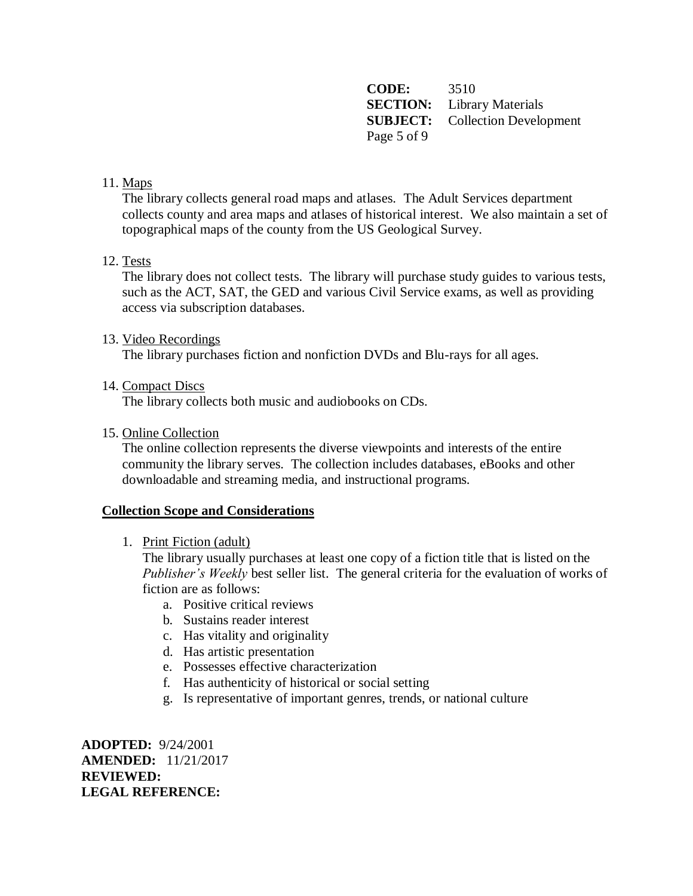11. Maps

    The library collects general road maps and atlases. The Adult Services department collects county and area maps and atlases of historical interest. We also maintain a set of topographical maps of the county from the US Geological Survey.

12. Tests

    The library does not collect tests. The library will purchase study guides to various tests, such as the ACT, SAT, the GED and various Civil Service exams, as well as providing access via subscription databases.

13. Video Recordings

    The library purchases fiction and nonfiction DVDs and Blu-rays for all ages.

14. Compact Discs

    The library collects both music and audiobooks on CDs.

15. Online Collection

    The online collection represents the diverse viewpoints and interests of the entire community the library serves. The collection includes databases, eBooks and other downloadable and streaming media, and instructional programs.

## Collection Scope and Considerations

1. Print Fiction (adult)

   The library usually purchases at least one copy of a fiction title that is listed on the *Publisher's Weekly* best seller list. The general criteria for the evaluation of works of fiction are as follows:

   a. Positive critical reviews
   b. Sustains reader interest
   c. Has vitality and originality
   d. Has artistic presentation
   e. Possesses effective characterization
   f. Has authenticity of historical or social setting
   g. Is representative of important genres, trends, or national culture

**ADOPTED:** 9/24/2001
**AMENDED:** 11/21/2017
**REVIEWED:**
**LEGAL REFERENCE:**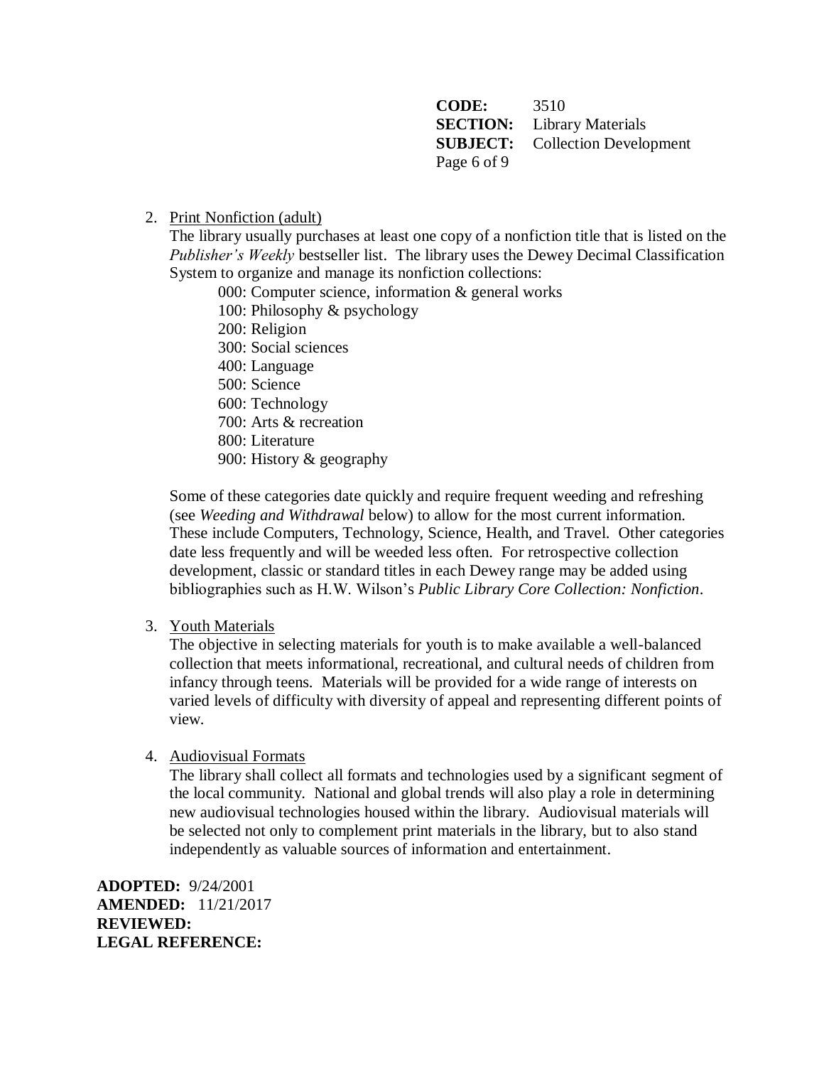**CODE:** 3510
**SECTION:** Library Materials
**SUBJECT:** Collection Development

2. Print Nonfiction (adult)
   The library usually purchases at least one copy of a nonfiction title that is listed on the *Publisher's Weekly* bestseller list. The library uses the Dewey Decimal Classification System to organize and manage its nonfiction collections:
   - 000: Computer science, information & general works
   - 100: Philosophy & psychology
   - 200: Religion
   - 300: Social sciences
   - 400: Language
   - 500: Science
   - 600: Technology
   - 700: Arts & recreation
   - 800: Literature
   - 900: History & geography

   Some of these categories date quickly and require frequent weeding and refreshing (see *Weeding and Withdrawal* below) to allow for the most current information. These include Computers, Technology, Science, Health, and Travel. Other categories date less frequently and will be weeded less often. For retrospective collection development, classic or standard titles in each Dewey range may be added using bibliographies such as H.W. Wilson's *Public Library Core Collection: Nonfiction*.

3. Youth Materials
   The objective in selecting materials for youth is to make available a well-balanced collection that meets informational, recreational, and cultural needs of children from infancy through teens. Materials will be provided for a wide range of interests on varied levels of difficulty with diversity of appeal and representing different points of view.

4. Audiovisual Formats
   The library shall collect all formats and technologies used by a significant segment of the local community. National and global trends will also play a role in determining new audiovisual technologies housed within the library. Audiovisual materials will be selected not only to complement print materials in the library, but to also stand independently as valuable sources of information and entertainment.

**ADOPTED:** 9/24/2001
**AMENDED:** 11/21/2017
**REVIEWED:**
**LEGAL REFERENCE:**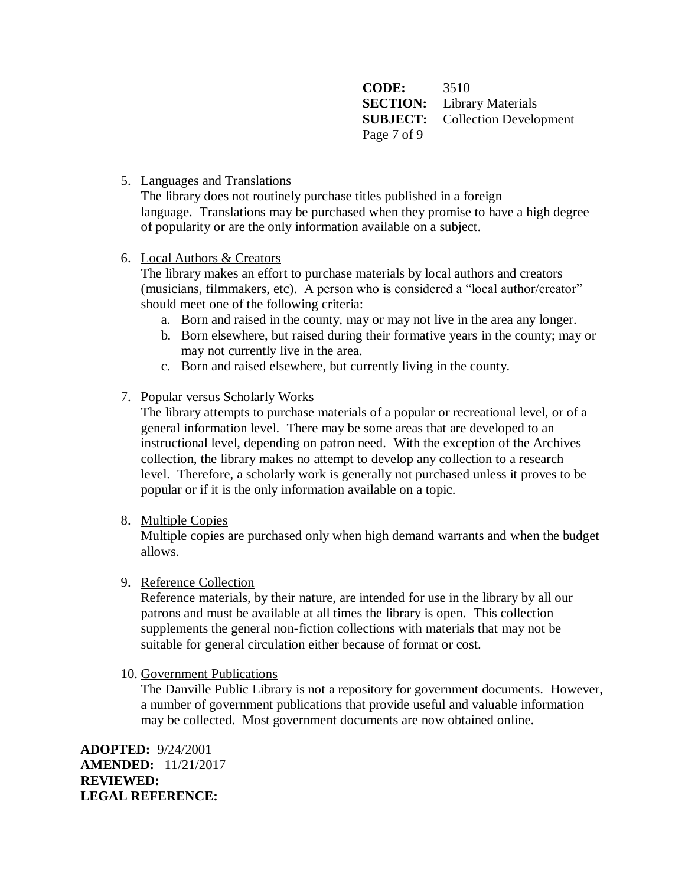5. Languages and Translations
   The library does not routinely purchase titles published in a foreign language. Translations may be purchased when they promise to have a high degree of popularity or are the only information available on a subject.

6. Local Authors & Creators
   The library makes an effort to purchase materials by local authors and creators (musicians, filmmakers, etc). A person who is considered a "local author/creator" should meet one of the following criteria:
   a. Born and raised in the county, may or may not live in the area any longer.
   b. Born elsewhere, but raised during their formative years in the county; may or may not currently live in the area.
   c. Born and raised elsewhere, but currently living in the county.

7. Popular versus Scholarly Works
   The library attempts to purchase materials of a popular or recreational level, or of a general information level. There may be some areas that are developed to an instructional level, depending on patron need. With the exception of the Archives collection, the library makes no attempt to develop any collection to a research level. Therefore, a scholarly work is generally not purchased unless it proves to be popular or if it is the only information available on a topic.

8. Multiple Copies
   Multiple copies are purchased only when high demand warrants and when the budget allows.

9. Reference Collection
   Reference materials, by their nature, are intended for use in the library by all our patrons and must be available at all times the library is open. This collection supplements the general non-fiction collections with materials that may not be suitable for general circulation either because of format or cost.

10. Government Publications
    The Danville Public Library is not a repository for government documents. However, a number of government publications that provide useful and valuable information may be collected. Most government documents are now obtained online.

**ADOPTED:** 9/24/2001
**AMENDED:** 11/21/2017
**REVIEWED:**
**LEGAL REFERENCE:**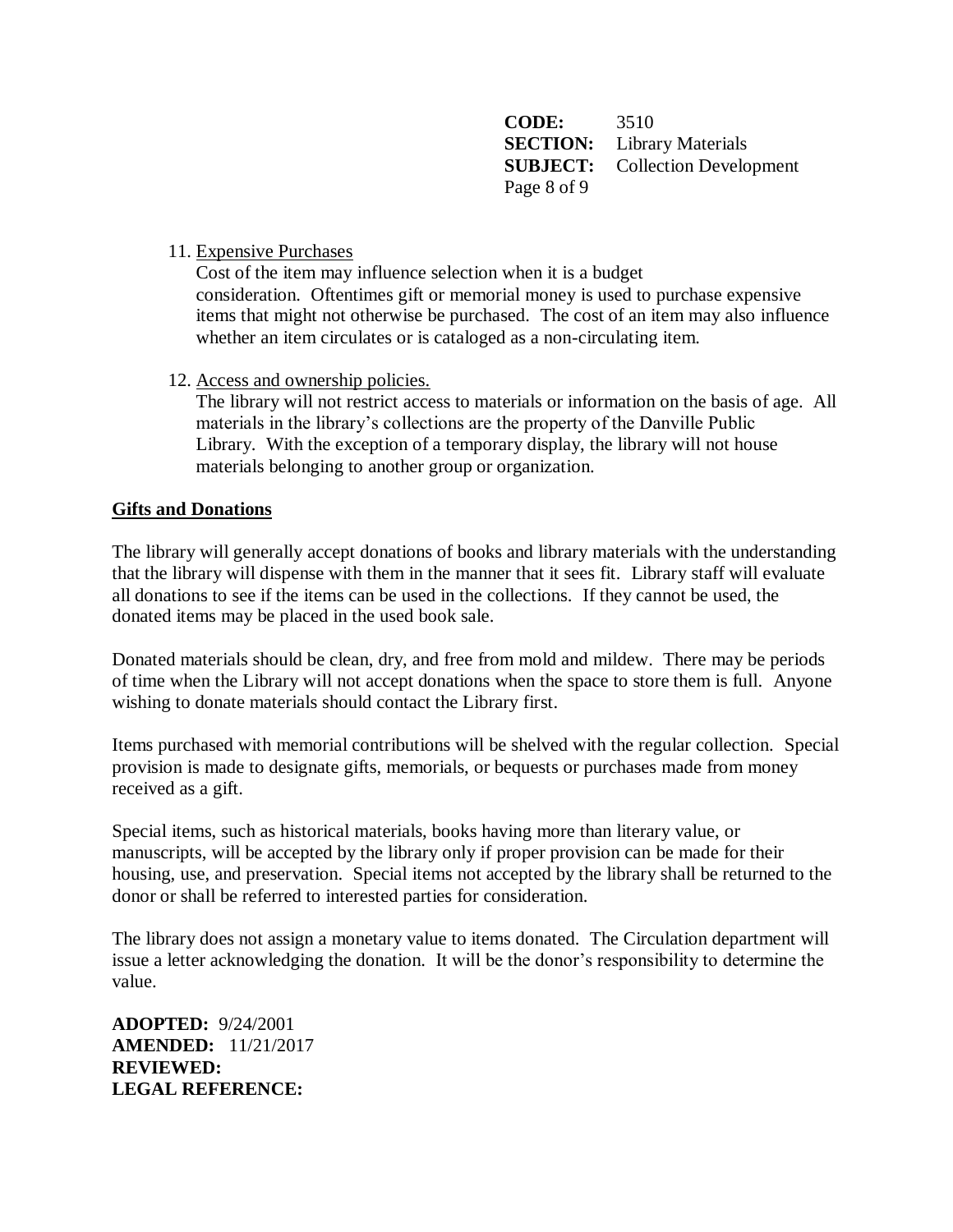11. Expensive Purchases
    Cost of the item may influence selection when it is a budget consideration. Oftentimes gift or memorial money is used to purchase expensive items that might not otherwise be purchased. The cost of an item may also influence whether an item circulates or is cataloged as a non-circulating item.

12. Access and ownership policies.
    The library will not restrict access to materials or information on the basis of age. All materials in the library's collections are the property of the Danville Public Library. With the exception of a temporary display, the library will not house materials belonging to another group or organization.

**Gifts and Donations**

The library will generally accept donations of books and library materials with the understanding that the library will dispense with them in the manner that it sees fit. Library staff will evaluate all donations to see if the items can be used in the collections. If they cannot be used, the donated items may be placed in the used book sale.

Donated materials should be clean, dry, and free from mold and mildew. There may be periods of time when the Library will not accept donations when the space to store them is full. Anyone wishing to donate materials should contact the Library first.

Items purchased with memorial contributions will be shelved with the regular collection. Special provision is made to designate gifts, memorials, or bequests or purchases made from money received as a gift.

Special items, such as historical materials, books having more than literary value, or manuscripts, will be accepted by the library only if proper provision can be made for their housing, use, and preservation. Special items not accepted by the library shall be returned to the donor or shall be referred to interested parties for consideration.

The library does not assign a monetary value to items donated. The Circulation department will issue a letter acknowledging the donation. It will be the donor's responsibility to determine the value.

**ADOPTED:** 9/24/2001
**AMENDED:** 11/21/2017
**REVIEWED:**
**LEGAL REFERENCE:**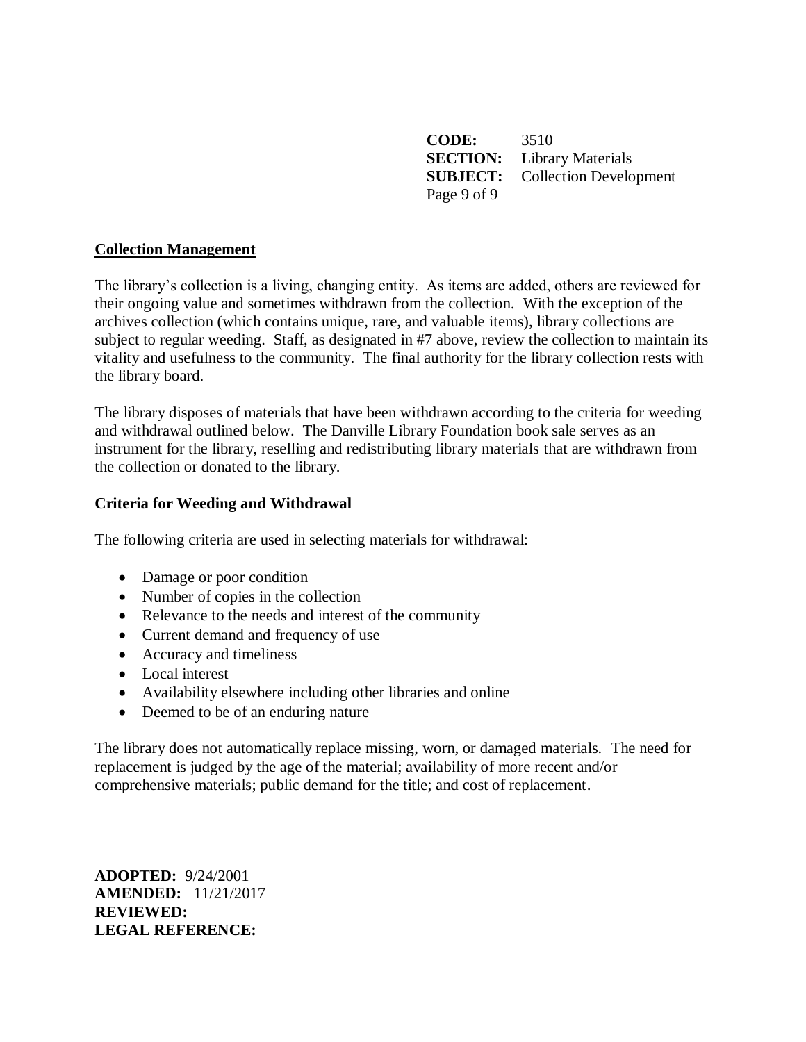**CODE:** 3510
**SECTION:** Library Materials
**SUBJECT:** Collection Development

## Collection Management

The library's collection is a living, changing entity. As items are added, others are reviewed for their ongoing value and sometimes withdrawn from the collection. With the exception of the archives collection (which contains unique, rare, and valuable items), library collections are subject to regular weeding. Staff, as designated in #7 above, review the collection to maintain its vitality and usefulness to the community. The final authority for the library collection rests with the library board.

The library disposes of materials that have been withdrawn according to the criteria for weeding and withdrawal outlined below. The Danville Library Foundation book sale serves as an instrument for the library, reselling and redistributing library materials that are withdrawn from the collection or donated to the library.

### Criteria for Weeding and Withdrawal

The following criteria are used in selecting materials for withdrawal:

- Damage or poor condition
- Number of copies in the collection
- Relevance to the needs and interest of the community
- Current demand and frequency of use
- Accuracy and timeliness
- Local interest
- Availability elsewhere including other libraries and online
- Deemed to be of an enduring nature

The library does not automatically replace missing, worn, or damaged materials. The need for replacement is judged by the age of the material; availability of more recent and/or comprehensive materials; public demand for the title; and cost of replacement.

**ADOPTED:** 9/24/2001
**AMENDED:** 11/21/2017
**REVIEWED:**
**LEGAL REFERENCE:**